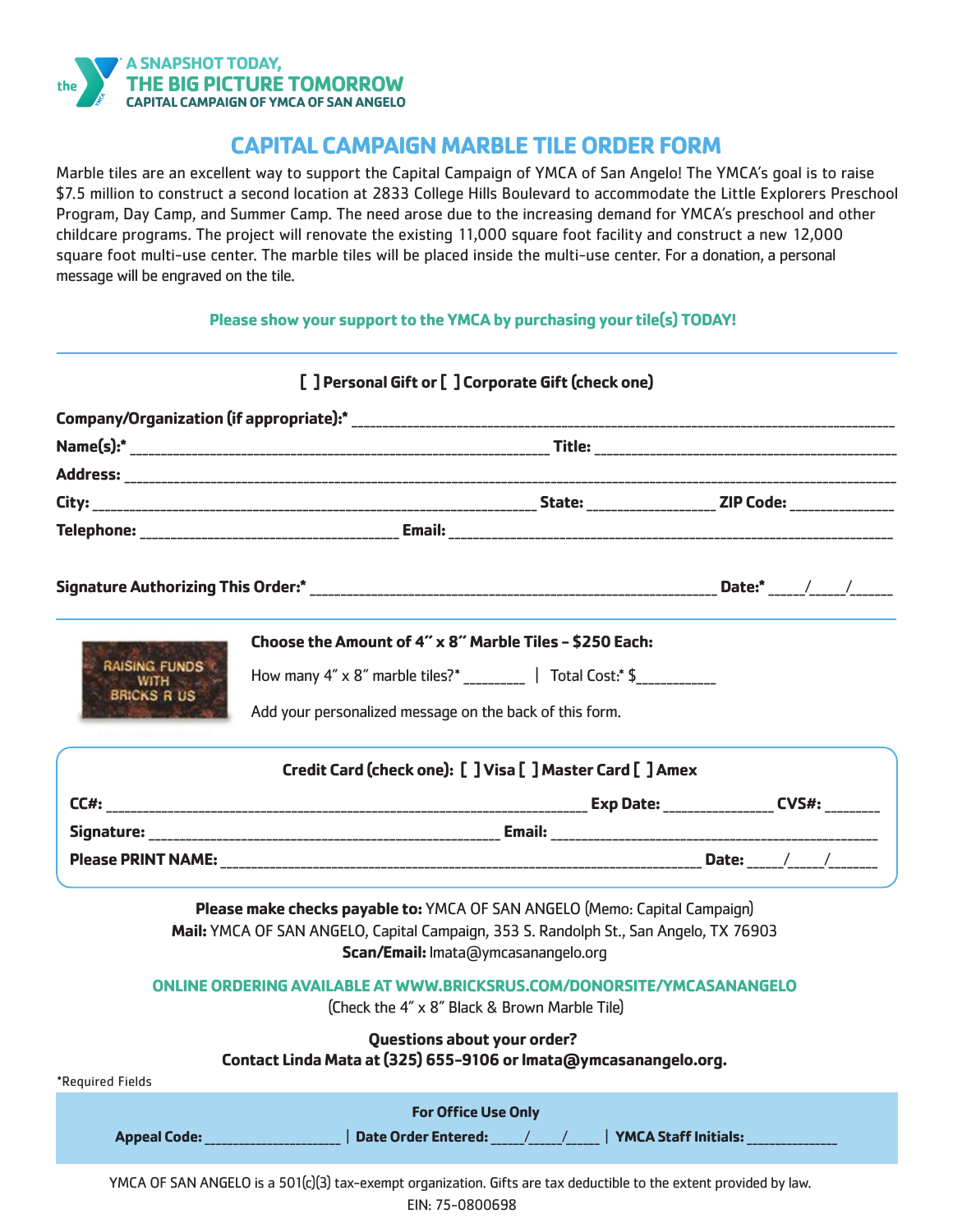A SNAPSHOT TODAY,
**THE BIG PICTURE TOMORROW**
CAPITAL CAMPAIGN OF YMCA OF SAN ANGELO

# CAPITAL CAMPAIGN MARBLE TILE ORDER FORM

Marble tiles are an excellent way to support the Capital Campaign of YMCA of San Angelo! The YMCA's goal is to raise $7.5 million to construct a second location at 2833 College Hills Boulevard to accommodate the Little Explorers Preschool Program, Day Camp, and Summer Camp. The need arose due to the increasing demand for YMCA's preschool and other childcare programs. The project will renovate the existing 11,000 square foot facility and construct a new 12,000 square foot multi-use center. The marble tiles will be placed inside the multi-use center. For a donation, a personal message will be engraved on the tile.

**Please show your support to the YMCA by purchasing your tile(s) TODAY!**

---

**[ ] Personal Gift or [ ] Corporate Gift (check one)**

**Company/Organization (if appropriate):*** ________________________________

**Name(s):*** ______________________ **Title:** ______________________

**Address:** ________________________________

**City:** ______________________ **State:** __________ **ZIP Code:** __________

**Telephone:** ______________________ **Email:** ______________________

**Signature Authorizing This Order:*** ______________________ **Date:*** ____/____/____

---

RAISING FUNDS WITH BRICKS R US

**Choose the Amount of 4″ x 8″ Marble Tiles – $250 Each:**

How many 4″ x 8″ marble tiles?* ________ | Total Cost:* $__________

Add your personalized message on the back of this form.

**Credit Card (check one): [ ] Visa [ ] Master Card [ ] Amex**

**CC#:** ______________________ **Exp Date:** __________ **CVS#:** ________

**Signature:** ______________________ **Email:** ______________________

**Please PRINT NAME:** ______________________ **Date:** ____/____/____

**Please make checks payable to:** YMCA OF SAN ANGELO (Memo: Capital Campaign)
**Mail:** YMCA OF SAN ANGELO, Capital Campaign, 353 S. Randolph St., San Angelo, TX 76903
**Scan/Email:** lmata@ymcasanangelo.org

**ONLINE ORDERING AVAILABLE AT WWW.BRICKSRUS.COM/DONORSITE/YMCASANANGELO**
(Check the 4″ x 8″ Black & Brown Marble Tile)

**Questions about your order?**
**Contact Linda Mata at (325) 655-9106 or lmata@ymcasanangelo.org.**

*Required Fields

**For Office Use Only**

**Appeal Code:** ______________ | **Date Order Entered:** ____/____/____ | **YMCA Staff Initials:** __________

YMCA OF SAN ANGELO is a 501(c)(3) tax-exempt organization. Gifts are tax deductible to the extent provided by law.
EIN: 75-0800698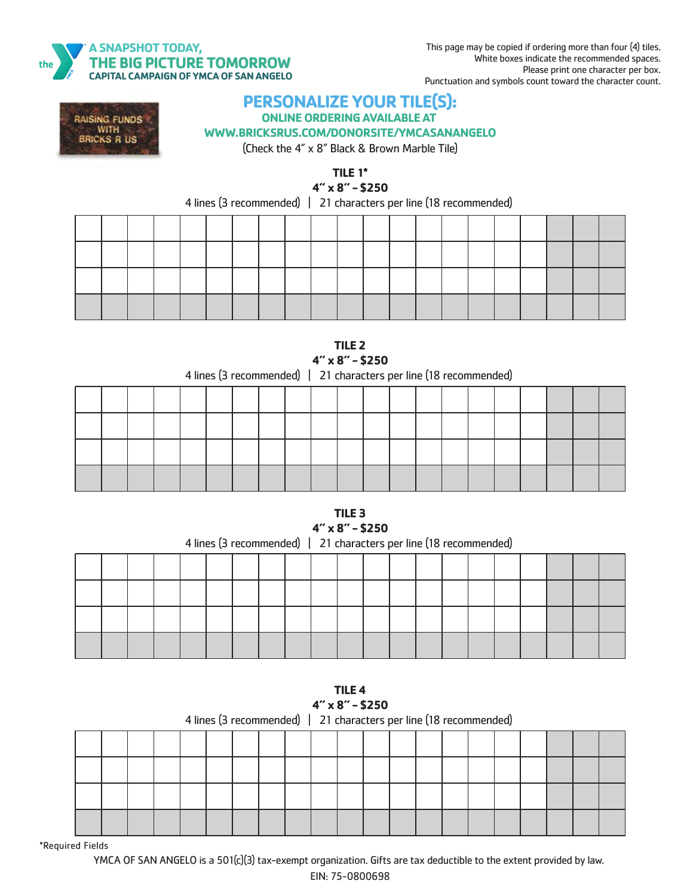A SNAPSHOT TODAY,
THE BIG PICTURE TOMORROW
CAPITAL CAMPAIGN OF YMCA OF SAN ANGELO

This page may be copied if ordering more than four (4) tiles.
White boxes indicate the recommended spaces.
Please print one character per box.
Punctuation and symbols count toward the character count.

RAISING FUNDS WITH BRICKS R US

# PERSONALIZE YOUR TILE(S):

**ONLINE ORDERING AVAILABLE AT**
**WWW.BRICKSRUS.COM/DONORSITE/YMCASANANGELO**
(Check the 4″ x 8″ Black & Brown Marble Tile)

**TILE 1***
**4″ x 8″ – $250**
4 lines (3 recommended) | 21 characters per line (18 recommended)

| | | | | | | | | | | | | | | | | | | | | |
|---|---|---|---|---|---|---|---|---|---|---|---|---|---|---|---|---|---|---|---|---|
| | | | | | | | | | | | | | | | | | | | | |
| | | | | | | | | | | | | | | | | | | | | |
| | | | | | | | | | | | | | | | | | | | | |
| | | | | | | | | | | | | | | | | | | | | |

**TILE 2**
**4″ x 8″ – $250**
4 lines (3 recommended) | 21 characters per line (18 recommended)

| | | | | | | | | | | | | | | | | | | | | |
|---|---|---|---|---|---|---|---|---|---|---|---|---|---|---|---|---|---|---|---|---|
| | | | | | | | | | | | | | | | | | | | | |
| | | | | | | | | | | | | | | | | | | | | |
| | | | | | | | | | | | | | | | | | | | | |
| | | | | | | | | | | | | | | | | | | | | |

**TILE 3**
**4″ x 8″ – $250**
4 lines (3 recommended) | 21 characters per line (18 recommended)

| | | | | | | | | | | | | | | | | | | | | |
|---|---|---|---|---|---|---|---|---|---|---|---|---|---|---|---|---|---|---|---|---|
| | | | | | | | | | | | | | | | | | | | | |
| | | | | | | | | | | | | | | | | | | | | |
| | | | | | | | | | | | | | | | | | | | | |
| | | | | | | | | | | | | | | | | | | | | |

**TILE 4**
**4″ x 8″ – $250**
4 lines (3 recommended) | 21 characters per line (18 recommended)

| | | | | | | | | | | | | | | | | | | | | |
|---|---|---|---|---|---|---|---|---|---|---|---|---|---|---|---|---|---|---|---|---|
| | | | | | | | | | | | | | | | | | | | | |
| | | | | | | | | | | | | | | | | | | | | |
| | | | | | | | | | | | | | | | | | | | | |
| | | | | | | | | | | | | | | | | | | | | |

*Required Fields

YMCA OF SAN ANGELO is a 501(c)(3) tax-exempt organization. Gifts are tax deductible to the extent provided by law.
EIN: 75-0800698